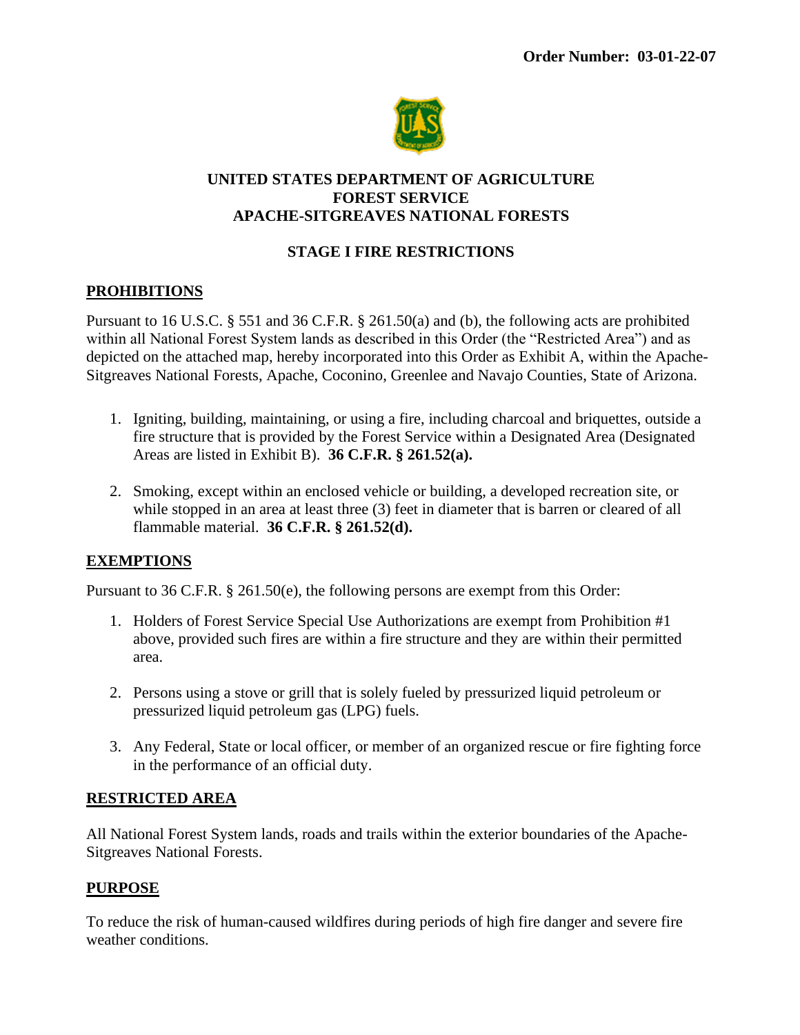**Order Number: 03-01-22-07**

# UNITED STATES DEPARTMENT OF AGRICULTURE
# FOREST SERVICE
# APACHE-SITGREAVES NATIONAL FORESTS

## STAGE I FIRE RESTRICTIONS

### PROHIBITIONS

Pursuant to 16 U.S.C. § 551 and 36 C.F.R. § 261.50(a) and (b), the following acts are prohibited within all National Forest System lands as described in this Order (the "Restricted Area") and as depicted on the attached map, hereby incorporated into this Order as Exhibit A, within the Apache-Sitgreaves National Forests, Apache, Coconino, Greenlee and Navajo Counties, State of Arizona.

1. Igniting, building, maintaining, or using a fire, including charcoal and briquettes, outside a fire structure that is provided by the Forest Service within a Designated Area (Designated Areas are listed in Exhibit B). **36 C.F.R. § 261.52(a).**

2. Smoking, except within an enclosed vehicle or building, a developed recreation site, or while stopped in an area at least three (3) feet in diameter that is barren or cleared of all flammable material. **36 C.F.R. § 261.52(d).**

### EXEMPTIONS

Pursuant to 36 C.F.R. § 261.50(e), the following persons are exempt from this Order:

1. Holders of Forest Service Special Use Authorizations are exempt from Prohibition #1 above, provided such fires are within a fire structure and they are within their permitted area.

2. Persons using a stove or grill that is solely fueled by pressurized liquid petroleum or pressurized liquid petroleum gas (LPG) fuels.

3. Any Federal, State or local officer, or member of an organized rescue or fire fighting force in the performance of an official duty.

### RESTRICTED AREA

All National Forest System lands, roads and trails within the exterior boundaries of the Apache-Sitgreaves National Forests.

### PURPOSE

To reduce the risk of human-caused wildfires during periods of high fire danger and severe fire weather conditions.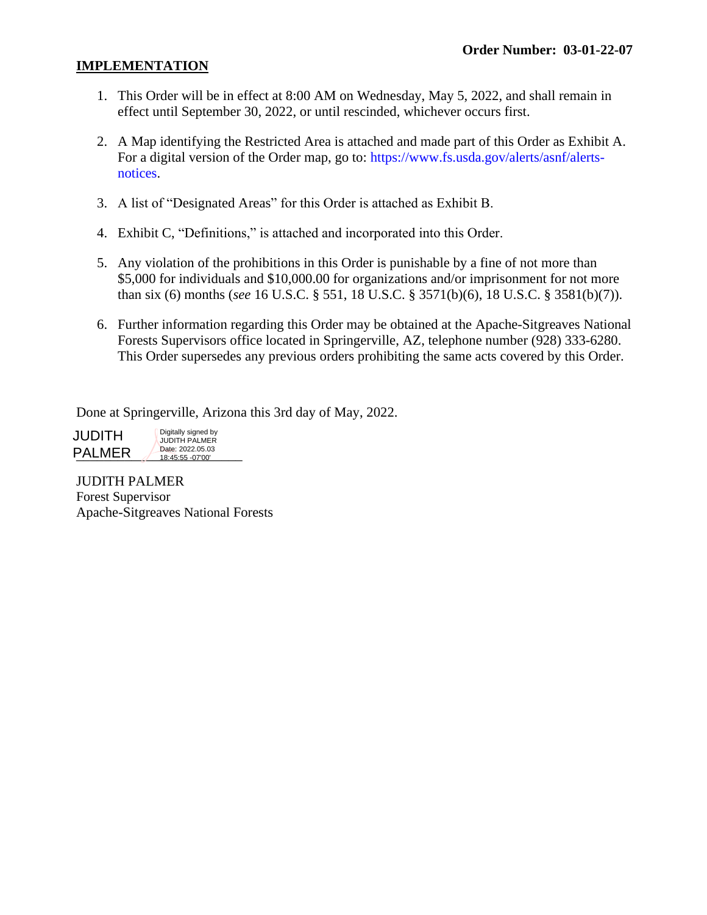**Order Number: 03-01-22-07**

## IMPLEMENTATION

1. This Order will be in effect at 8:00 AM on Wednesday, May 5, 2022, and shall remain in effect until September 30, 2022, or until rescinded, whichever occurs first.

2. A Map identifying the Restricted Area is attached and made part of this Order as Exhibit A. For a digital version of the Order map, go to: https://www.fs.usda.gov/alerts/asnf/alerts-notices.

3. A list of "Designated Areas" for this Order is attached as Exhibit B.

4. Exhibit C, "Definitions," is attached and incorporated into this Order.

5. Any violation of the prohibitions in this Order is punishable by a fine of not more than $5,000 for individuals and $10,000.00 for organizations and/or imprisonment for not more than six (6) months (*see* 16 U.S.C. § 551, 18 U.S.C. § 3571(b)(6), 18 U.S.C. § 3581(b)(7)).

6. Further information regarding this Order may be obtained at the Apache-Sitgreaves National Forests Supervisors office located in Springerville, AZ, telephone number (928) 333-6280. This Order supersedes any previous orders prohibiting the same acts covered by this Order.

Done at Springerville, Arizona this 3rd day of May, 2022.

JUDITH PALMER — Digitally signed by JUDITH PALMER Date: 2022.05.03 18:45:55 -07'00'

JUDITH PALMER
Forest Supervisor
Apache-Sitgreaves National Forests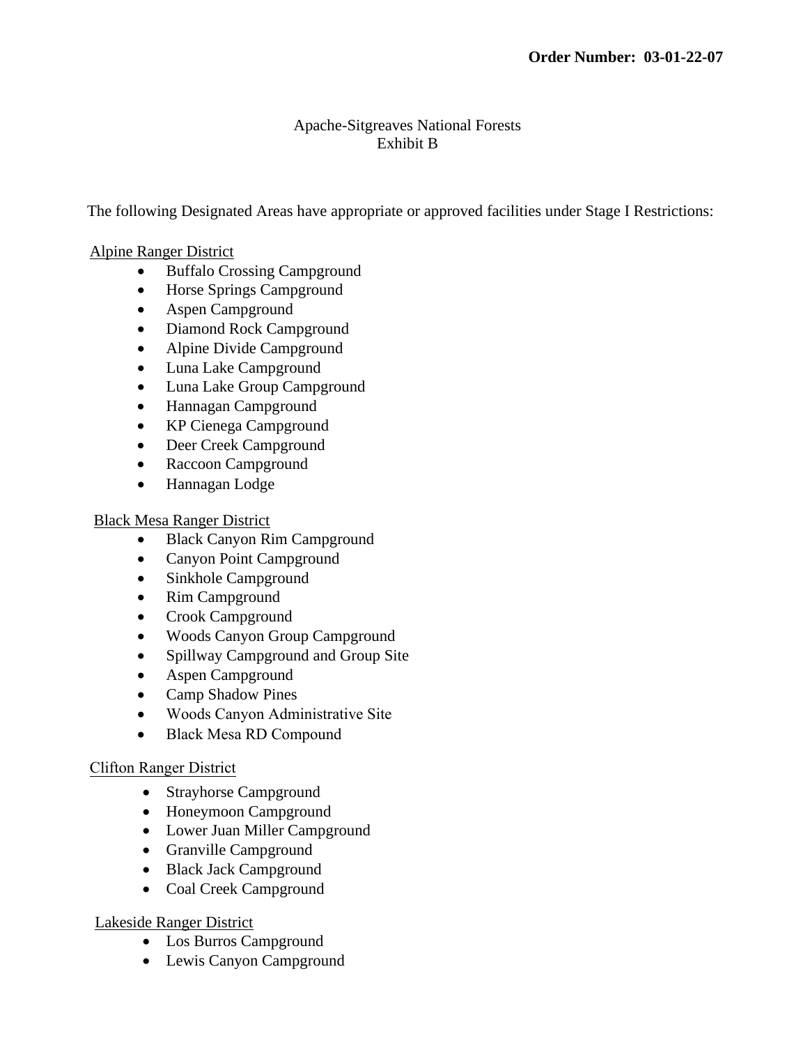**Order Number: 03-01-22-07**

Apache-Sitgreaves National Forests
Exhibit B

The following Designated Areas have appropriate or approved facilities under Stage I Restrictions:

<u>Alpine Ranger District</u>

- Buffalo Crossing Campground
- Horse Springs Campground
- Aspen Campground
- Diamond Rock Campground
- Alpine Divide Campground
- Luna Lake Campground
- Luna Lake Group Campground
- Hannagan Campground
- KP Cienega Campground
- Deer Creek Campground
- Raccoon Campground
- Hannagan Lodge

<u>Black Mesa Ranger District</u>

- Black Canyon Rim Campground
- Canyon Point Campground
- Sinkhole Campground
- Rim Campground
- Crook Campground
- Woods Canyon Group Campground
- Spillway Campground and Group Site
- Aspen Campground
- Camp Shadow Pines
- Woods Canyon Administrative Site
- Black Mesa RD Compound

<u>Clifton Ranger District</u>

- Strayhorse Campground
- Honeymoon Campground
- Lower Juan Miller Campground
- Granville Campground
- Black Jack Campground
- Coal Creek Campground

<u>Lakeside Ranger District</u>

- Los Burros Campground
- Lewis Canyon Campground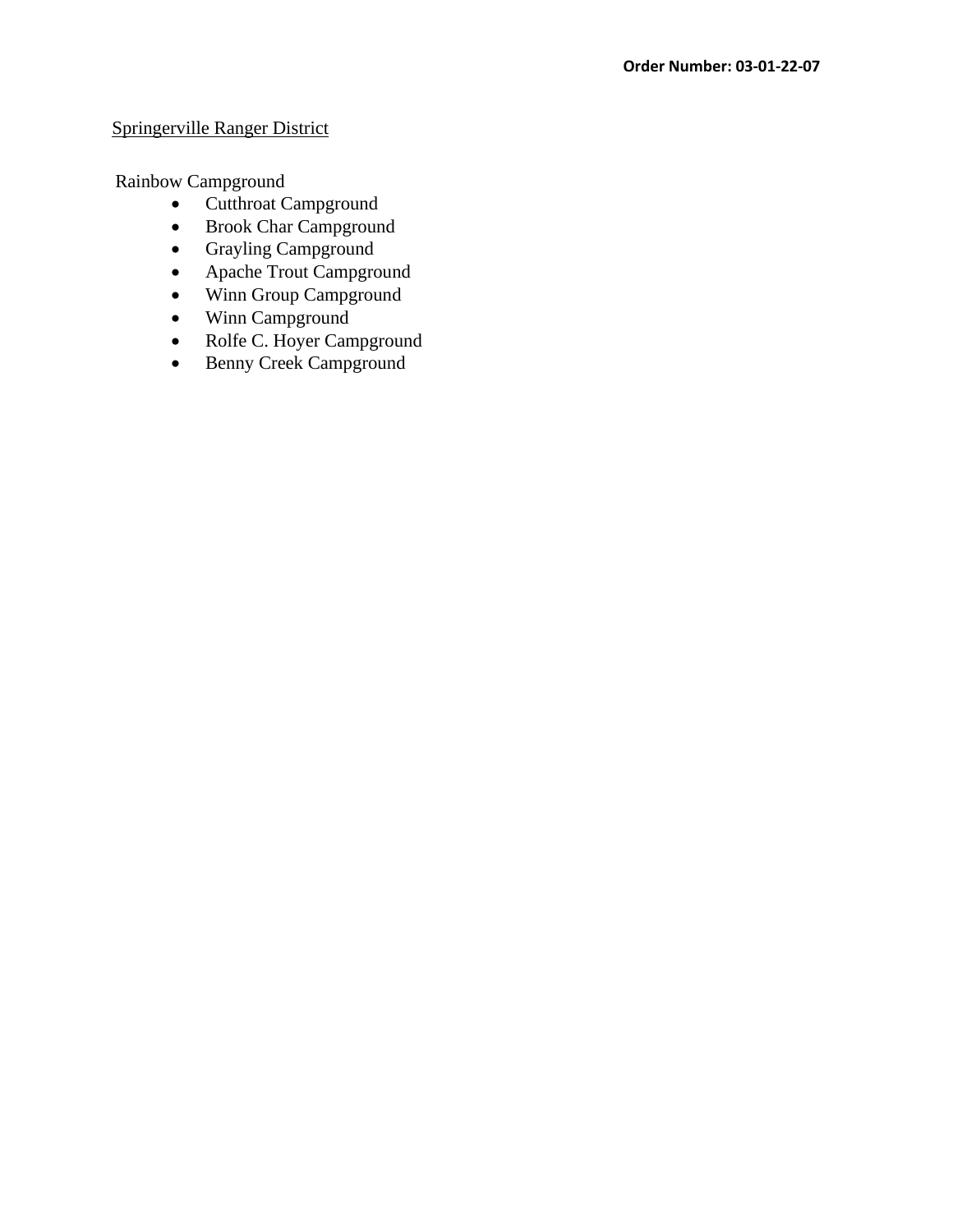**Order Number: 03-01-22-07**

Springerville Ranger District

Rainbow Campground

- Cutthroat Campground
- Brook Char Campground
- Grayling Campground
- Apache Trout Campground
- Winn Group Campground
- Winn Campground
- Rolfe C. Hoyer Campground
- Benny Creek Campground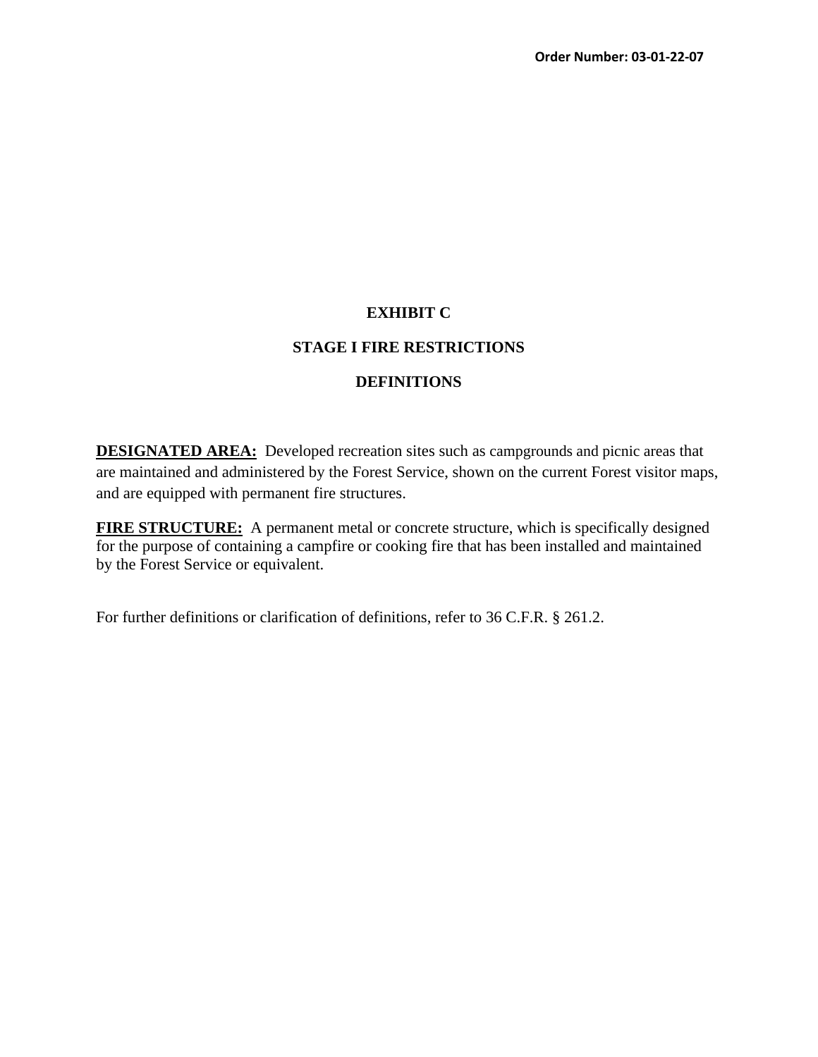Order Number: 03-01-22-07

# EXHIBIT C

## STAGE I FIRE RESTRICTIONS

## DEFINITIONS

**DESIGNATED AREA:** Developed recreation sites such as campgrounds and picnic areas that are maintained and administered by the Forest Service, shown on the current Forest visitor maps, and are equipped with permanent fire structures.

**FIRE STRUCTURE:** A permanent metal or concrete structure, which is specifically designed for the purpose of containing a campfire or cooking fire that has been installed and maintained by the Forest Service or equivalent.

For further definitions or clarification of definitions, refer to 36 C.F.R. § 261.2.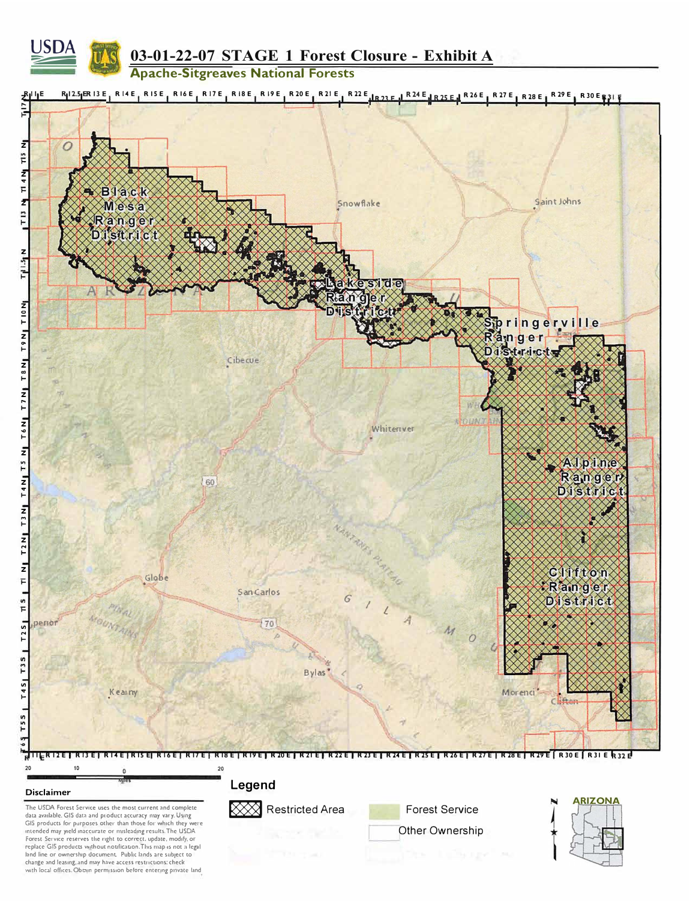# 03-01-22-07 STAGE 1 Forest Closure - Exhibit A

## Apache-Sitgreaves National Forests

Black Mesa Ranger District

Lakeside Ranger District

Springerville Ranger District

Alpine Ranger District

Clifton Ranger District

Snowflake

Saint Johns

Cibecue

Whiteriver

Globe

San Carlos

Bylas

Kearny

Morenci

Clifton

20 10 0 20

Miles

**Legend**

Restricted Area

Forest Service

Other Ownership

ARIZONA

**Disclaimer**

The USDA Forest Service uses the most current and complete data available. GIS data and product accuracy may vary. Using GIS products for purposes other than those for which they were intended may yield inaccurate or misleading results. The USDA Forest Service reserves the right to correct, update, modify, or replace GIS products without notification. This map is not a legal land line or ownership document. Public lands are subject to change and leasing, and may have access restrictions; check with local offices. Obtain permission before entering private land.